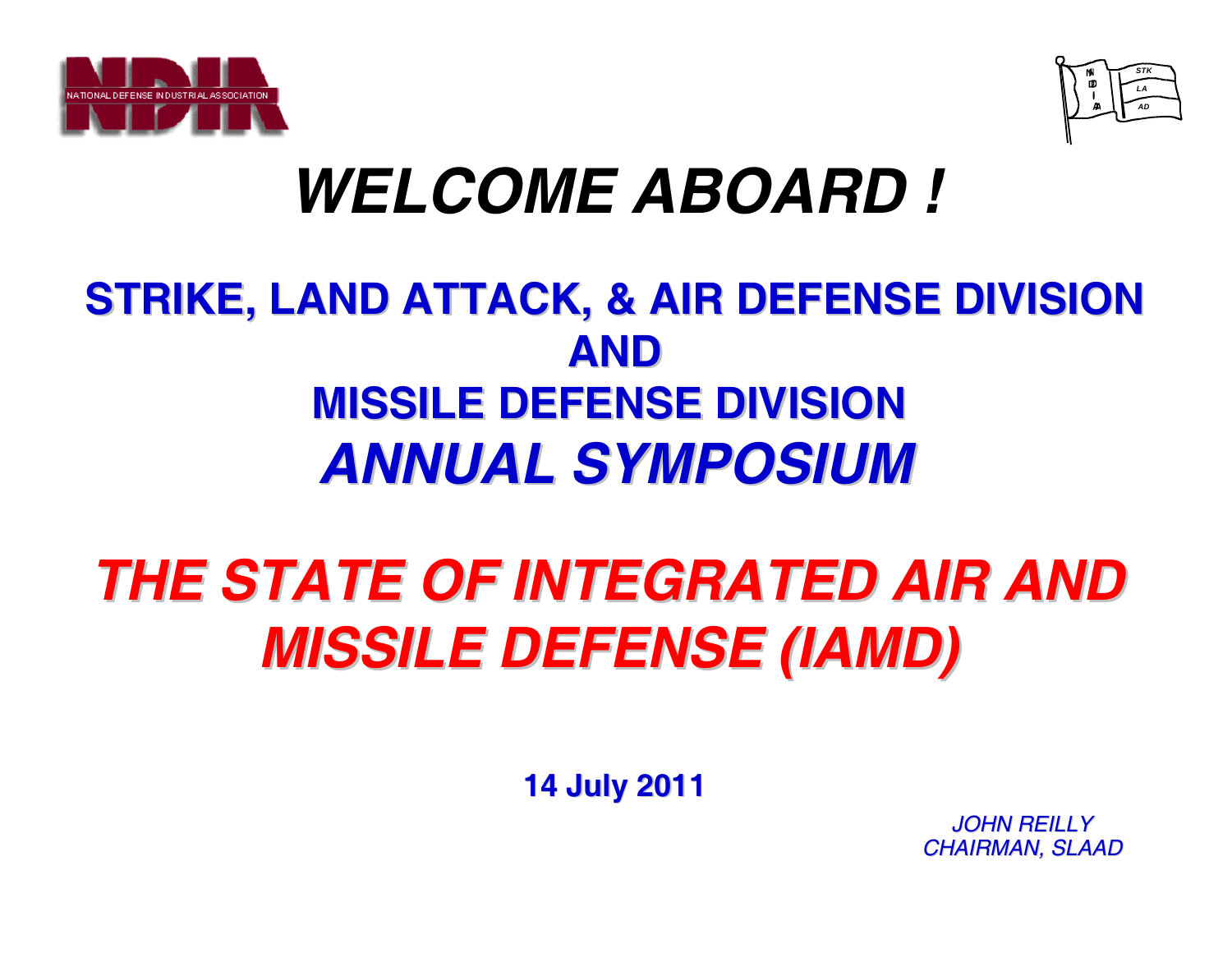NATIONAL DEFENSE INDUSTRIAL ASSOCIATION

# *WELCOME ABOARD !*

## STRIKE, LAND ATTACK, & AIR DEFENSE DIVISION
## AND
## MISSILE DEFENSE DIVISION
## *ANNUAL SYMPOSIUM*

# *THE STATE OF INTEGRATED AIR AND MISSILE DEFENSE (IAMD)*

**14 July 2011**

*JOHN REILLY*
*CHAIRMAN, SLAAD*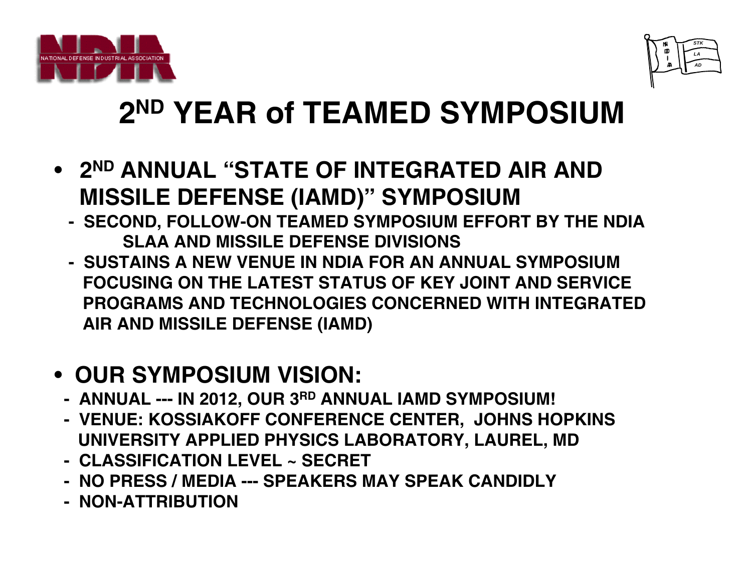# 2ND YEAR of TEAMED SYMPOSIUM

- **2ND ANNUAL "STATE OF INTEGRATED AIR AND MISSILE DEFENSE (IAMD)" SYMPOSIUM**
  - **SECOND, FOLLOW-ON TEAMED SYMPOSIUM EFFORT BY THE NDIA SLAA AND MISSILE DEFENSE DIVISIONS**
  - **SUSTAINS A NEW VENUE IN NDIA FOR AN ANNUAL SYMPOSIUM FOCUSING ON THE LATEST STATUS OF KEY JOINT AND SERVICE PROGRAMS AND TECHNOLOGIES CONCERNED WITH INTEGRATED AIR AND MISSILE DEFENSE (IAMD)**

- **OUR SYMPOSIUM VISION:**
  - **ANNUAL --- IN 2012, OUR 3RD ANNUAL IAMD SYMPOSIUM!**
  - **VENUE: KOSSIAKOFF CONFERENCE CENTER, JOHNS HOPKINS UNIVERSITY APPLIED PHYSICS LABORATORY, LAUREL, MD**
  - **CLASSIFICATION LEVEL ~ SECRET**
  - **NO PRESS / MEDIA --- SPEAKERS MAY SPEAK CANDIDLY**
  - **NON-ATTRIBUTION**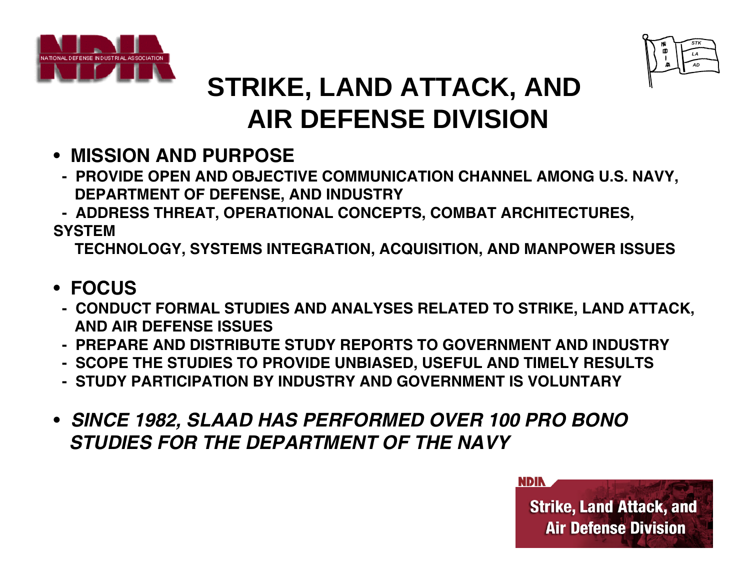# STRIKE, LAND ATTACK, AND AIR DEFENSE DIVISION

- **MISSION AND PURPOSE**
  - **PROVIDE OPEN AND OBJECTIVE COMMUNICATION CHANNEL AMONG U.S. NAVY, DEPARTMENT OF DEFENSE, AND INDUSTRY**
  - **ADDRESS THREAT, OPERATIONAL CONCEPTS, COMBAT ARCHITECTURES, SYSTEM TECHNOLOGY, SYSTEMS INTEGRATION, ACQUISITION, AND MANPOWER ISSUES**

- **FOCUS**
  - **CONDUCT FORMAL STUDIES AND ANALYSES RELATED TO STRIKE, LAND ATTACK, AND AIR DEFENSE ISSUES**
  - **PREPARE AND DISTRIBUTE STUDY REPORTS TO GOVERNMENT AND INDUSTRY**
  - **SCOPE THE STUDIES TO PROVIDE UNBIASED, USEFUL AND TIMELY RESULTS**
  - **STUDY PARTICIPATION BY INDUSTRY AND GOVERNMENT IS VOLUNTARY**

- ***SINCE 1982, SLAAD HAS PERFORMED OVER 100 PRO BONO STUDIES FOR THE DEPARTMENT OF THE NAVY***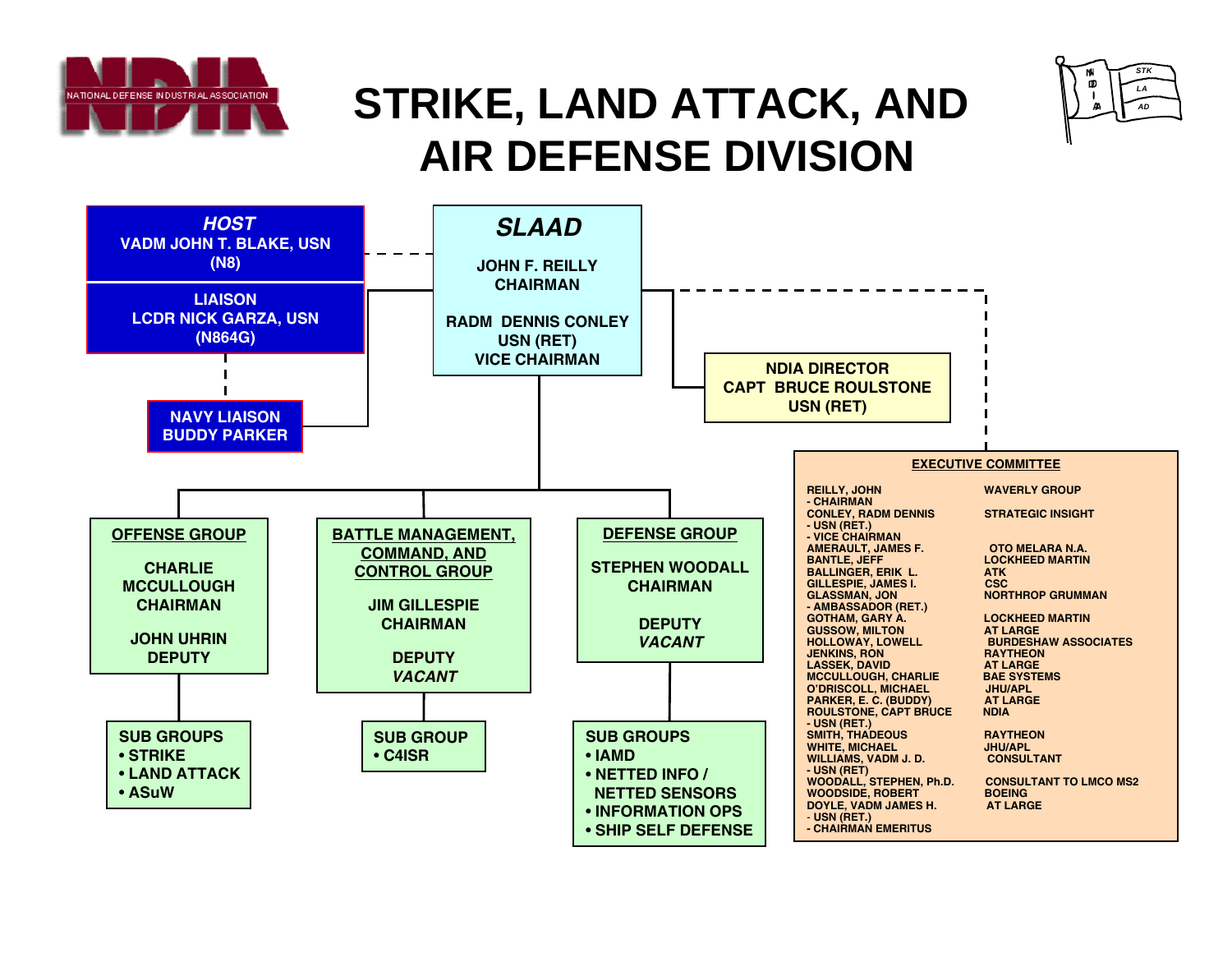NATIONAL DEFENSE INDUSTRIAL ASSOCIATION

# STRIKE, LAND ATTACK, AND AIR DEFENSE DIVISION

**HOST**
VADM JOHN T. BLAKE, USN
(N8)

**LIAISON**
LCDR NICK GARZA, USN
(N864G)

**NAVY LIAISON**
BUDDY PARKER

**SLAAD**
JOHN F. REILLY
CHAIRMAN

RADM DENNIS CONLEY
USN (RET)
VICE CHAIRMAN

**NDIA DIRECTOR**
CAPT BRUCE ROULSTONE
USN (RET)

**OFFENSE GROUP**
CHARLIE MCCULLOUGH
CHAIRMAN

JOHN UHRIN
DEPUTY

SUB GROUPS
- STRIKE
- LAND ATTACK
- ASuW

**BATTLE MANAGEMENT, COMMAND, AND CONTROL GROUP**
JIM GILLESPIE
CHAIRMAN

DEPUTY
*VACANT*

SUB GROUP
- C4ISR

**DEFENSE GROUP**
STEPHEN WOODALL
CHAIRMAN

DEPUTY
*VACANT*

SUB GROUPS
- IAMD
- NETTED INFO / NETTED SENSORS
- INFORMATION OPS
- SHIP SELF DEFENSE

**EXECUTIVE COMMITTEE**

| | |
|---|---|
| REILLY, JOHN - CHAIRMAN | WAVERLY GROUP |
| CONLEY, RADM DENNIS - USN (RET.) - VICE CHAIRMAN | STRATEGIC INSIGHT |
| AMERAULT, JAMES F. | OTO MELARA N.A. |
| BANTLE, JEFF | LOCKHEED MARTIN |
| BALLINGER, ERIK L. | ATK |
| GILLESPIE, JAMES I. | CSC |
| GLASSMAN, JON - AMBASSADOR (RET.) | NORTHROP GRUMMAN |
| GOTHAM, GARY A. | LOCKHEED MARTIN |
| GUSSOW, MILTON | AT LARGE |
| HOLLOWAY, LOWELL | BURDESHAW ASSOCIATES |
| JENKINS, RON | RAYTHEON |
| LASSEK, DAVID | AT LARGE |
| MCCULLOUGH, CHARLIE | BAE SYSTEMS |
| O'DRISCOLL, MICHAEL | JHU/APL |
| PARKER, E. C. (BUDDY) | AT LARGE |
| ROULSTONE, CAPT BRUCE - USN (RET.) | NDIA |
| SMITH, THADEOUS | RAYTHEON |
| WHITE, MICHAEL | JHU/APL |
| WILLIAMS, VADM J. D. - USN (RET) | CONSULTANT |
| WOODALL, STEPHEN, Ph.D. | CONSULTANT TO LMCO MS2 |
| WOODSIDE, ROBERT | BOEING |
| DOYLE, VADM JAMES H. - USN (RET.) - CHAIRMAN EMERITUS | AT LARGE |